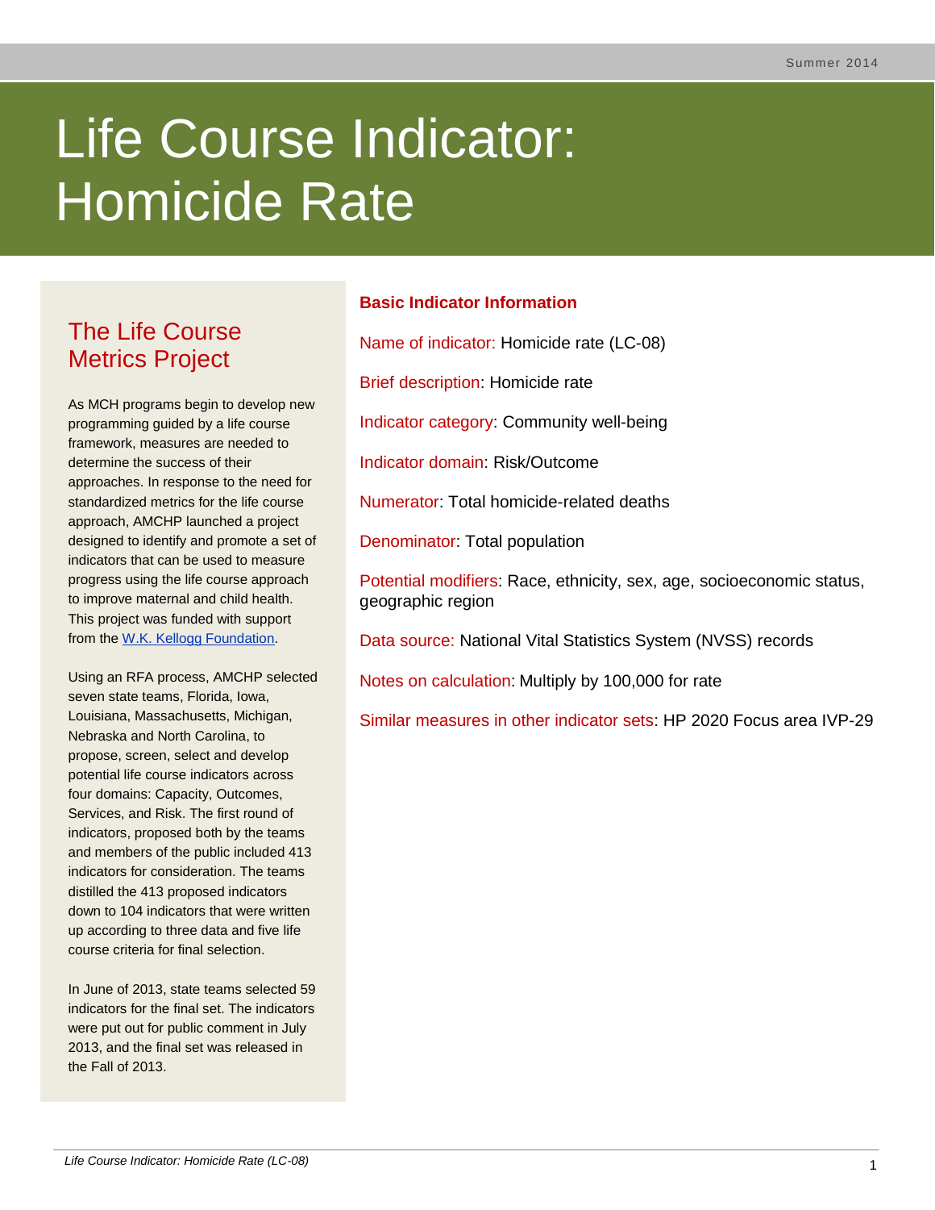Summer 2014

# Life Course Indicator: Homicide Rate

## The Life Course Metrics Project

As MCH programs begin to develop new programming guided by a life course framework, measures are needed to determine the success of their approaches. In response to the need for standardized metrics for the life course approach, AMCHP launched a project designed to identify and promote a set of indicators that can be used to measure progress using the life course approach to improve maternal and child health. This project was funded with support from the [W.K. Kellogg Foundation](#).

Using an RFA process, AMCHP selected seven state teams, Florida, Iowa, Louisiana, Massachusetts, Michigan, Nebraska and North Carolina, to propose, screen, select and develop potential life course indicators across four domains: Capacity, Outcomes, Services, and Risk. The first round of indicators, proposed both by the teams and members of the public included 413 indicators for consideration. The teams distilled the 413 proposed indicators down to 104 indicators that were written up according to three data and five life course criteria for final selection.

In June of 2013, state teams selected 59 indicators for the final set. The indicators were put out for public comment in July 2013, and the final set was released in the Fall of 2013.

### Basic Indicator Information

Name of indicator: Homicide rate (LC-08)

Brief description: Homicide rate

Indicator category: Community well-being

Indicator domain: Risk/Outcome

Numerator: Total homicide-related deaths

Denominator: Total population

Potential modifiers: Race, ethnicity, sex, age, socioeconomic status, geographic region

Data source: National Vital Statistics System (NVSS) records

Notes on calculation: Multiply by 100,000 for rate

Similar measures in other indicator sets: HP 2020 Focus area IVP-29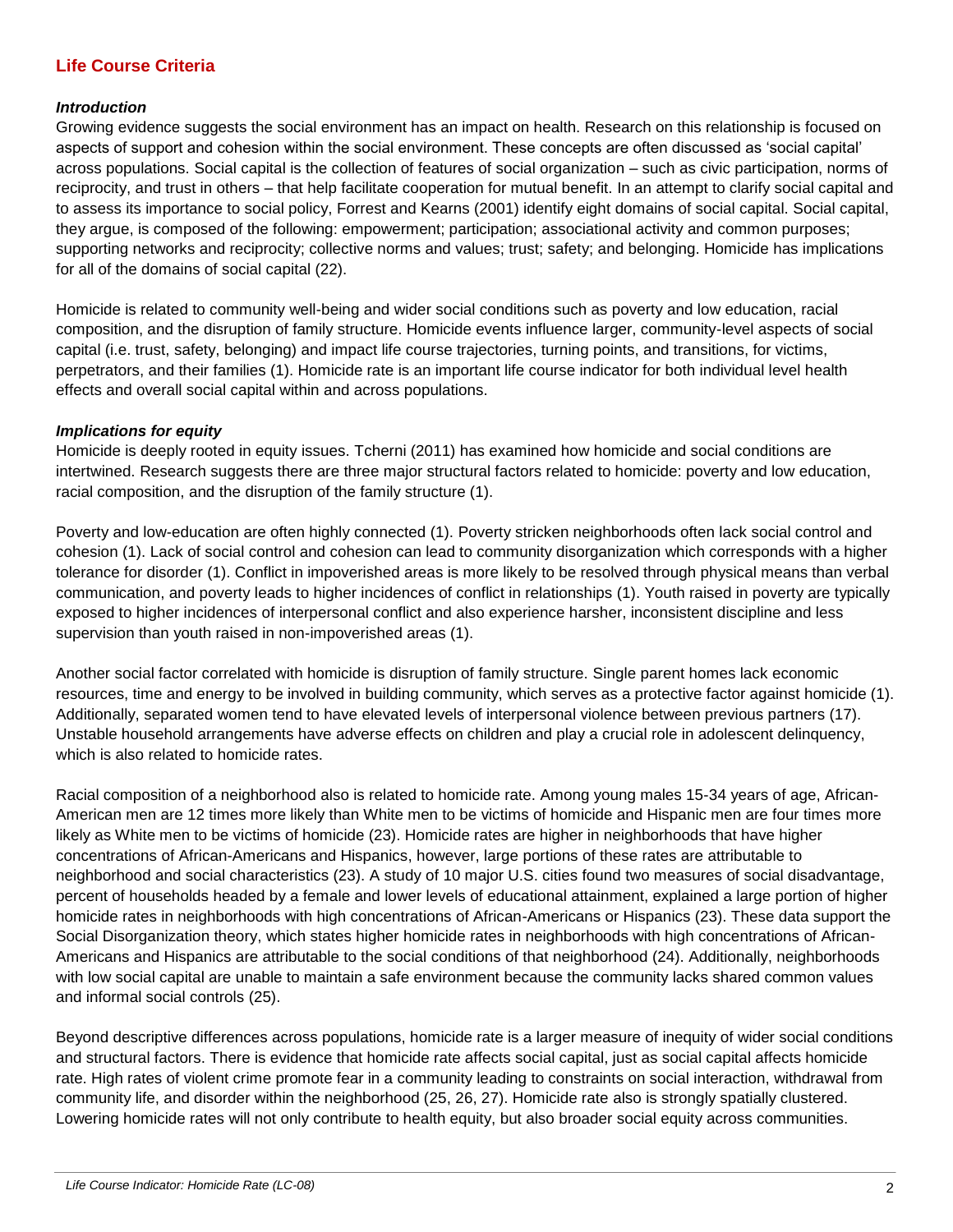## Life Course Criteria

### *Introduction*

Growing evidence suggests the social environment has an impact on health. Research on this relationship is focused on aspects of support and cohesion within the social environment. These concepts are often discussed as 'social capital' across populations. Social capital is the collection of features of social organization – such as civic participation, norms of reciprocity, and trust in others – that help facilitate cooperation for mutual benefit. In an attempt to clarify social capital and to assess its importance to social policy, Forrest and Kearns (2001) identify eight domains of social capital. Social capital, they argue, is composed of the following: empowerment; participation; associational activity and common purposes; supporting networks and reciprocity; collective norms and values; trust; safety; and belonging. Homicide has implications for all of the domains of social capital (22).

Homicide is related to community well-being and wider social conditions such as poverty and low education, racial composition, and the disruption of family structure. Homicide events influence larger, community-level aspects of social capital (i.e. trust, safety, belonging) and impact life course trajectories, turning points, and transitions, for victims, perpetrators, and their families (1). Homicide rate is an important life course indicator for both individual level health effects and overall social capital within and across populations.

### *Implications for equity*

Homicide is deeply rooted in equity issues. Tcherni (2011) has examined how homicide and social conditions are intertwined. Research suggests there are three major structural factors related to homicide: poverty and low education, racial composition, and the disruption of the family structure (1).

Poverty and low-education are often highly connected (1). Poverty stricken neighborhoods often lack social control and cohesion (1). Lack of social control and cohesion can lead to community disorganization which corresponds with a higher tolerance for disorder (1). Conflict in impoverished areas is more likely to be resolved through physical means than verbal communication, and poverty leads to higher incidences of conflict in relationships (1). Youth raised in poverty are typically exposed to higher incidences of interpersonal conflict and also experience harsher, inconsistent discipline and less supervision than youth raised in non-impoverished areas (1).

Another social factor correlated with homicide is disruption of family structure. Single parent homes lack economic resources, time and energy to be involved in building community, which serves as a protective factor against homicide (1). Additionally, separated women tend to have elevated levels of interpersonal violence between previous partners (17). Unstable household arrangements have adverse effects on children and play a crucial role in adolescent delinquency, which is also related to homicide rates.

Racial composition of a neighborhood also is related to homicide rate. Among young males 15-34 years of age, African-American men are 12 times more likely than White men to be victims of homicide and Hispanic men are four times more likely as White men to be victims of homicide (23). Homicide rates are higher in neighborhoods that have higher concentrations of African-Americans and Hispanics, however, large portions of these rates are attributable to neighborhood and social characteristics (23). A study of 10 major U.S. cities found two measures of social disadvantage, percent of households headed by a female and lower levels of educational attainment, explained a large portion of higher homicide rates in neighborhoods with high concentrations of African-Americans or Hispanics (23). These data support the Social Disorganization theory, which states higher homicide rates in neighborhoods with high concentrations of African-Americans and Hispanics are attributable to the social conditions of that neighborhood (24). Additionally, neighborhoods with low social capital are unable to maintain a safe environment because the community lacks shared common values and informal social controls (25).

Beyond descriptive differences across populations, homicide rate is a larger measure of inequity of wider social conditions and structural factors. There is evidence that homicide rate affects social capital, just as social capital affects homicide rate. High rates of violent crime promote fear in a community leading to constraints on social interaction, withdrawal from community life, and disorder within the neighborhood (25, 26, 27). Homicide rate also is strongly spatially clustered. Lowering homicide rates will not only contribute to health equity, but also broader social equity across communities.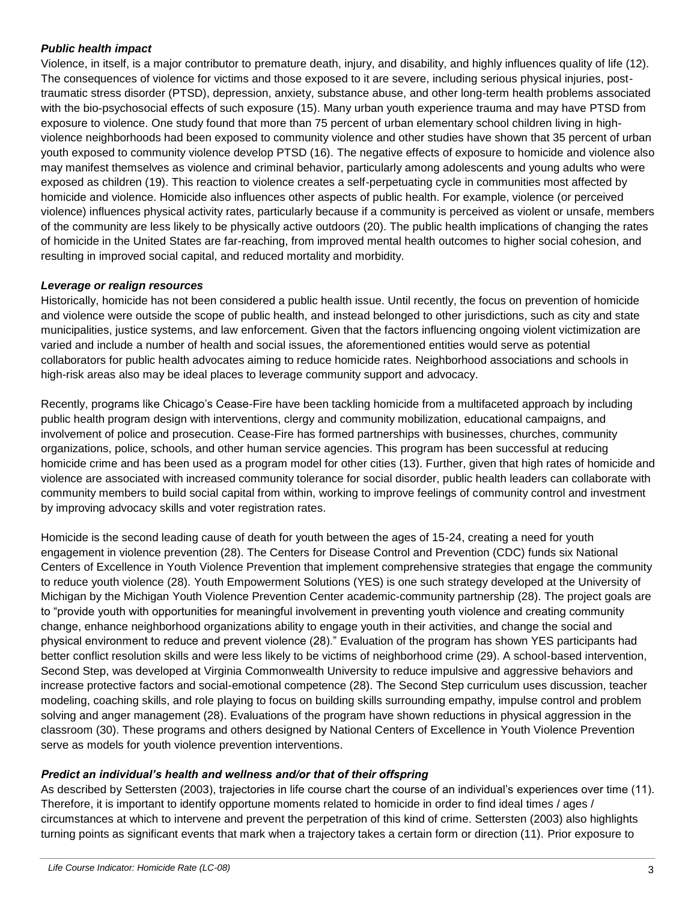### *Public health impact*

Violence, in itself, is a major contributor to premature death, injury, and disability, and highly influences quality of life (12). The consequences of violence for victims and those exposed to it are severe, including serious physical injuries, post-traumatic stress disorder (PTSD), depression, anxiety, substance abuse, and other long-term health problems associated with the bio-psychosocial effects of such exposure (15). Many urban youth experience trauma and may have PTSD from exposure to violence. One study found that more than 75 percent of urban elementary school children living in high-violence neighborhoods had been exposed to community violence and other studies have shown that 35 percent of urban youth exposed to community violence develop PTSD (16). The negative effects of exposure to homicide and violence also may manifest themselves as violence and criminal behavior, particularly among adolescents and young adults who were exposed as children (19). This reaction to violence creates a self-perpetuating cycle in communities most affected by homicide and violence. Homicide also influences other aspects of public health. For example, violence (or perceived violence) influences physical activity rates, particularly because if a community is perceived as violent or unsafe, members of the community are less likely to be physically active outdoors (20). The public health implications of changing the rates of homicide in the United States are far-reaching, from improved mental health outcomes to higher social cohesion, and resulting in improved social capital, and reduced mortality and morbidity.

### *Leverage or realign resources*

Historically, homicide has not been considered a public health issue. Until recently, the focus on prevention of homicide and violence were outside the scope of public health, and instead belonged to other jurisdictions, such as city and state municipalities, justice systems, and law enforcement. Given that the factors influencing ongoing violent victimization are varied and include a number of health and social issues, the aforementioned entities would serve as potential collaborators for public health advocates aiming to reduce homicide rates. Neighborhood associations and schools in high-risk areas also may be ideal places to leverage community support and advocacy.

Recently, programs like Chicago's Cease-Fire have been tackling homicide from a multifaceted approach by including public health program design with interventions, clergy and community mobilization, educational campaigns, and involvement of police and prosecution. Cease-Fire has formed partnerships with businesses, churches, community organizations, police, schools, and other human service agencies. This program has been successful at reducing homicide crime and has been used as a program model for other cities (13). Further, given that high rates of homicide and violence are associated with increased community tolerance for social disorder, public health leaders can collaborate with community members to build social capital from within, working to improve feelings of community control and investment by improving advocacy skills and voter registration rates.

Homicide is the second leading cause of death for youth between the ages of 15-24, creating a need for youth engagement in violence prevention (28). The Centers for Disease Control and Prevention (CDC) funds six National Centers of Excellence in Youth Violence Prevention that implement comprehensive strategies that engage the community to reduce youth violence (28). Youth Empowerment Solutions (YES) is one such strategy developed at the University of Michigan by the Michigan Youth Violence Prevention Center academic-community partnership (28). The project goals are to "provide youth with opportunities for meaningful involvement in preventing youth violence and creating community change, enhance neighborhood organizations ability to engage youth in their activities, and change the social and physical environment to reduce and prevent violence (28)." Evaluation of the program has shown YES participants had better conflict resolution skills and were less likely to be victims of neighborhood crime (29). A school-based intervention, Second Step, was developed at Virginia Commonwealth University to reduce impulsive and aggressive behaviors and increase protective factors and social-emotional competence (28). The Second Step curriculum uses discussion, teacher modeling, coaching skills, and role playing to focus on building skills surrounding empathy, impulse control and problem solving and anger management (28). Evaluations of the program have shown reductions in physical aggression in the classroom (30). These programs and others designed by National Centers of Excellence in Youth Violence Prevention serve as models for youth violence prevention interventions.

### *Predict an individual's health and wellness and/or that of their offspring*

As described by Settersten (2003), trajectories in life course chart the course of an individual's experiences over time (11). Therefore, it is important to identify opportune moments related to homicide in order to find ideal times / ages / circumstances at which to intervene and prevent the perpetration of this kind of crime. Settersten (2003) also highlights turning points as significant events that mark when a trajectory takes a certain form or direction (11). Prior exposure to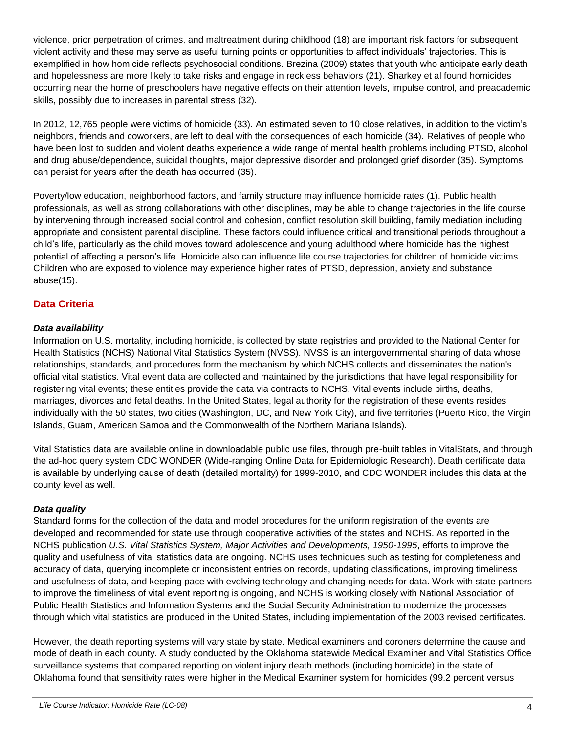violence, prior perpetration of crimes, and maltreatment during childhood (18) are important risk factors for subsequent violent activity and these may serve as useful turning points or opportunities to affect individuals' trajectories. This is exemplified in how homicide reflects psychosocial conditions. Brezina (2009) states that youth who anticipate early death and hopelessness are more likely to take risks and engage in reckless behaviors (21). Sharkey et al found homicides occurring near the home of preschoolers have negative effects on their attention levels, impulse control, and preacademic skills, possibly due to increases in parental stress (32).

In 2012, 12,765 people were victims of homicide (33). An estimated seven to 10 close relatives, in addition to the victim's neighbors, friends and coworkers, are left to deal with the consequences of each homicide (34). Relatives of people who have been lost to sudden and violent deaths experience a wide range of mental health problems including PTSD, alcohol and drug abuse/dependence, suicidal thoughts, major depressive disorder and prolonged grief disorder (35). Symptoms can persist for years after the death has occurred (35).

Poverty/low education, neighborhood factors, and family structure may influence homicide rates (1). Public health professionals, as well as strong collaborations with other disciplines, may be able to change trajectories in the life course by intervening through increased social control and cohesion, conflict resolution skill building, family mediation including appropriate and consistent parental discipline. These factors could influence critical and transitional periods throughout a child's life, particularly as the child moves toward adolescence and young adulthood where homicide has the highest potential of affecting a person's life. Homicide also can influence life course trajectories for children of homicide victims. Children who are exposed to violence may experience higher rates of PTSD, depression, anxiety and substance abuse(15).

## Data Criteria

### *Data availability*

Information on U.S. mortality, including homicide, is collected by state registries and provided to the National Center for Health Statistics (NCHS) National Vital Statistics System (NVSS). NVSS is an intergovernmental sharing of data whose relationships, standards, and procedures form the mechanism by which NCHS collects and disseminates the nation's official vital statistics. Vital event data are collected and maintained by the jurisdictions that have legal responsibility for registering vital events; these entities provide the data via contracts to NCHS. Vital events include births, deaths, marriages, divorces and fetal deaths. In the United States, legal authority for the registration of these events resides individually with the 50 states, two cities (Washington, DC, and New York City), and five territories (Puerto Rico, the Virgin Islands, Guam, American Samoa and the Commonwealth of the Northern Mariana Islands).

Vital Statistics data are available online in downloadable public use files, through pre-built tables in VitalStats, and through the ad-hoc query system CDC WONDER (Wide-ranging Online Data for Epidemiologic Research). Death certificate data is available by underlying cause of death (detailed mortality) for 1999-2010, and CDC WONDER includes this data at the county level as well.

### *Data quality*

Standard forms for the collection of the data and model procedures for the uniform registration of the events are developed and recommended for state use through cooperative activities of the states and NCHS. As reported in the NCHS publication *U.S. Vital Statistics System, Major Activities and Developments, 1950-1995*, efforts to improve the quality and usefulness of vital statistics data are ongoing. NCHS uses techniques such as testing for completeness and accuracy of data, querying incomplete or inconsistent entries on records, updating classifications, improving timeliness and usefulness of data, and keeping pace with evolving technology and changing needs for data. Work with state partners to improve the timeliness of vital event reporting is ongoing, and NCHS is working closely with National Association of Public Health Statistics and Information Systems and the Social Security Administration to modernize the processes through which vital statistics are produced in the United States, including implementation of the 2003 revised certificates.

However, the death reporting systems will vary state by state. Medical examiners and coroners determine the cause and mode of death in each county. A study conducted by the Oklahoma statewide Medical Examiner and Vital Statistics Office surveillance systems that compared reporting on violent injury death methods (including homicide) in the state of Oklahoma found that sensitivity rates were higher in the Medical Examiner system for homicides (99.2 percent versus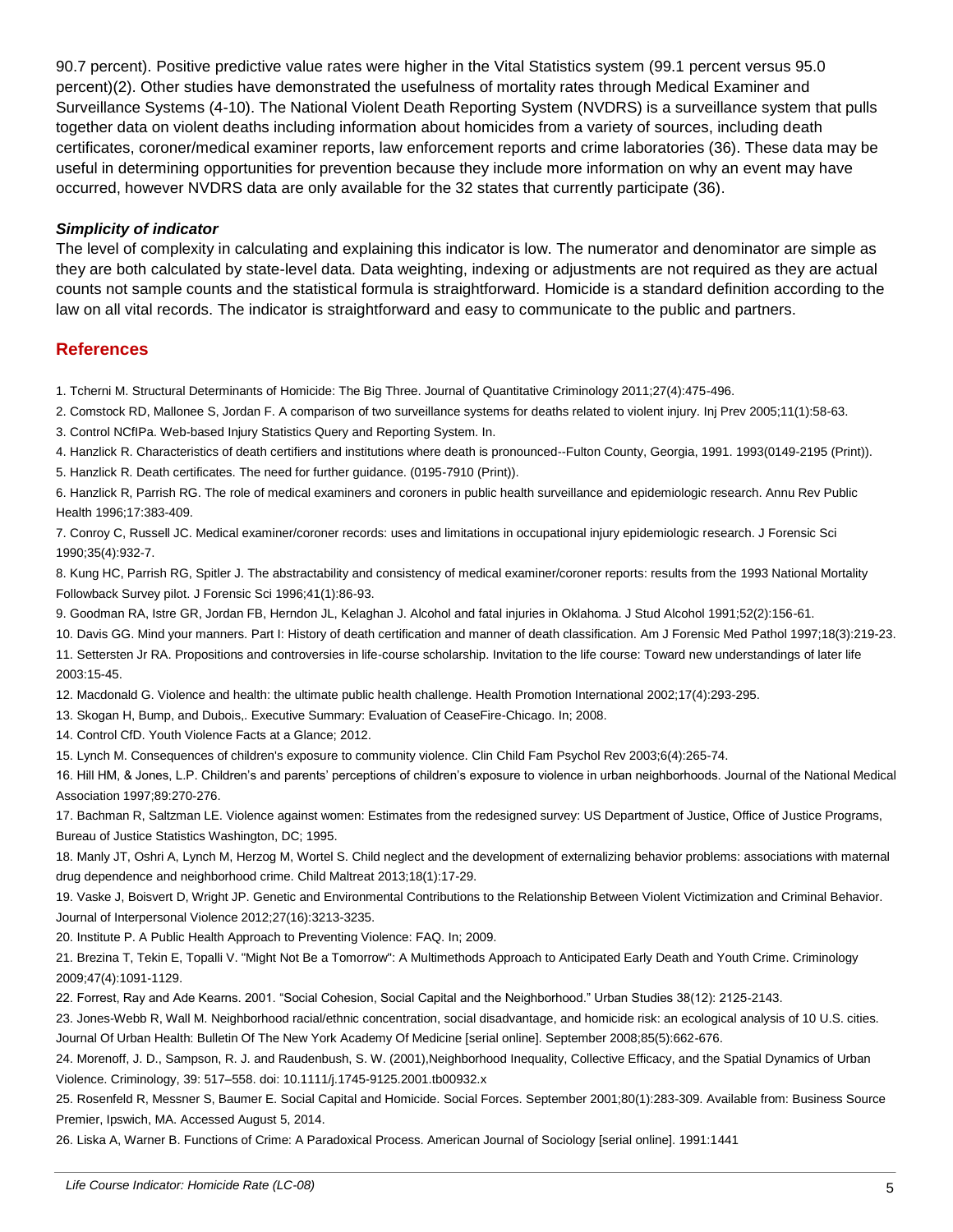90.7 percent). Positive predictive value rates were higher in the Vital Statistics system (99.1 percent versus 95.0 percent)(2). Other studies have demonstrated the usefulness of mortality rates through Medical Examiner and Surveillance Systems (4-10). The National Violent Death Reporting System (NVDRS) is a surveillance system that pulls together data on violent deaths including information about homicides from a variety of sources, including death certificates, coroner/medical examiner reports, law enforcement reports and crime laboratories (36). These data may be useful in determining opportunities for prevention because they include more information on why an event may have occurred, however NVDRS data are only available for the 32 states that currently participate (36).

### *Simplicity of indicator*

The level of complexity in calculating and explaining this indicator is low. The numerator and denominator are simple as they are both calculated by state-level data. Data weighting, indexing or adjustments are not required as they are actual counts not sample counts and the statistical formula is straightforward. Homicide is a standard definition according to the law on all vital records. The indicator is straightforward and easy to communicate to the public and partners.

## References

1. Tcherni M. Structural Determinants of Homicide: The Big Three. Journal of Quantitative Criminology 2011;27(4):475-496.
2. Comstock RD, Mallonee S, Jordan F. A comparison of two surveillance systems for deaths related to violent injury. Inj Prev 2005;11(1):58-63.
3. Control NCfIPa. Web-based Injury Statistics Query and Reporting System. In.
4. Hanzlick R. Characteristics of death certifiers and institutions where death is pronounced--Fulton County, Georgia, 1991. 1993(0149-2195 (Print)).
5. Hanzlick R. Death certificates. The need for further guidance. (0195-7910 (Print)).
6. Hanzlick R, Parrish RG. The role of medical examiners and coroners in public health surveillance and epidemiologic research. Annu Rev Public Health 1996;17:383-409.
7. Conroy C, Russell JC. Medical examiner/coroner records: uses and limitations in occupational injury epidemiologic research. J Forensic Sci 1990;35(4):932-7.
8. Kung HC, Parrish RG, Spitler J. The abstractability and consistency of medical examiner/coroner reports: results from the 1993 National Mortality Followback Survey pilot. J Forensic Sci 1996;41(1):86-93.
9. Goodman RA, Istre GR, Jordan FB, Herndon JL, Kelaghan J. Alcohol and fatal injuries in Oklahoma. J Stud Alcohol 1991;52(2):156-61.
10. Davis GG. Mind your manners. Part I: History of death certification and manner of death classification. Am J Forensic Med Pathol 1997;18(3):219-23.
11. Settersten Jr RA. Propositions and controversies in life-course scholarship. Invitation to the life course: Toward new understandings of later life 2003:15-45.
12. Macdonald G. Violence and health: the ultimate public health challenge. Health Promotion International 2002;17(4):293-295.
13. Skogan H, Bump, and Dubois,. Executive Summary: Evaluation of CeaseFire-Chicago. In; 2008.
14. Control CfD. Youth Violence Facts at a Glance; 2012.
15. Lynch M. Consequences of children's exposure to community violence. Clin Child Fam Psychol Rev 2003;6(4):265-74.
16. Hill HM, & Jones, L.P. Children's and parents' perceptions of children's exposure to violence in urban neighborhoods. Journal of the National Medical Association 1997;89:270-276.
17. Bachman R, Saltzman LE. Violence against women: Estimates from the redesigned survey: US Department of Justice, Office of Justice Programs, Bureau of Justice Statistics Washington, DC; 1995.
18. Manly JT, Oshri A, Lynch M, Herzog M, Wortel S. Child neglect and the development of externalizing behavior problems: associations with maternal drug dependence and neighborhood crime. Child Maltreat 2013;18(1):17-29.
19. Vaske J, Boisvert D, Wright JP. Genetic and Environmental Contributions to the Relationship Between Violent Victimization and Criminal Behavior. Journal of Interpersonal Violence 2012;27(16):3213-3235.
20. Institute P. A Public Health Approach to Preventing Violence: FAQ. In; 2009.
21. Brezina T, Tekin E, Topalli V. "Might Not Be a Tomorrow": A Multimethods Approach to Anticipated Early Death and Youth Crime. Criminology 2009;47(4):1091-1129.
22. Forrest, Ray and Ade Kearns. 2001. "Social Cohesion, Social Capital and the Neighborhood." Urban Studies 38(12): 2125-2143.
23. Jones-Webb R, Wall M. Neighborhood racial/ethnic concentration, social disadvantage, and homicide risk: an ecological analysis of 10 U.S. cities. Journal Of Urban Health: Bulletin Of The New York Academy Of Medicine [serial online]. September 2008;85(5):662-676.
24. Morenoff, J. D., Sampson, R. J. and Raudenbush, S. W. (2001),Neighborhood Inequality, Collective Efficacy, and the Spatial Dynamics of Urban Violence. Criminology, 39: 517–558. doi: 10.1111/j.1745-9125.2001.tb00932.x
25. Rosenfeld R, Messner S, Baumer E. Social Capital and Homicide. Social Forces. September 2001;80(1):283-309. Available from: Business Source Premier, Ipswich, MA. Accessed August 5, 2014.
26. Liska A, Warner B. Functions of Crime: A Paradoxical Process. American Journal of Sociology [serial online]. 1991:1441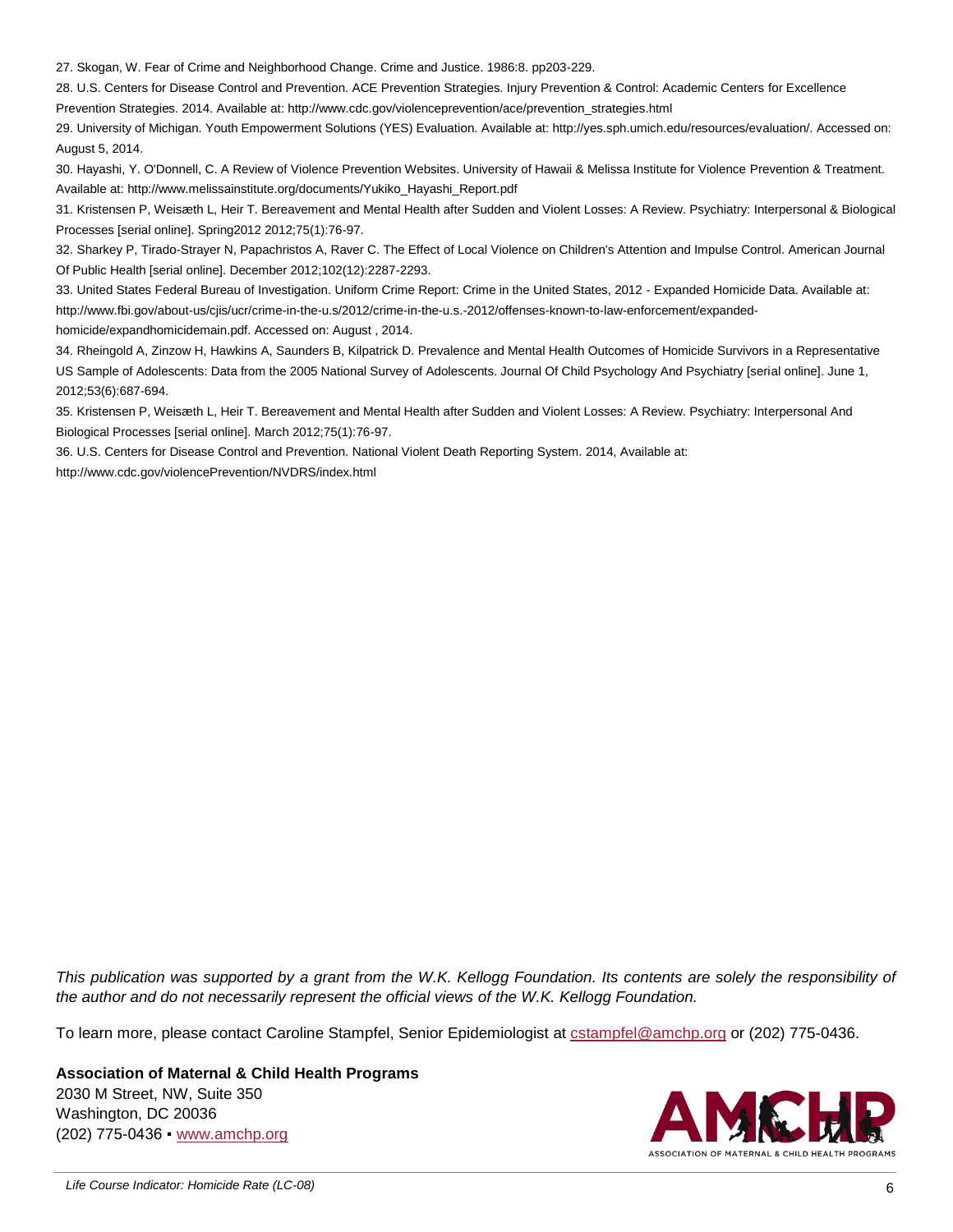27. Skogan, W. Fear of Crime and Neighborhood Change. Crime and Justice. 1986:8. pp203-229.

28. U.S. Centers for Disease Control and Prevention. ACE Prevention Strategies. Injury Prevention & Control: Academic Centers for Excellence Prevention Strategies. 2014. Available at: http://www.cdc.gov/violenceprevention/ace/prevention_strategies.html

29. University of Michigan. Youth Empowerment Solutions (YES) Evaluation. Available at: http://yes.sph.umich.edu/resources/evaluation/. Accessed on: August 5, 2014.

30. Hayashi, Y. O'Donnell, C. A Review of Violence Prevention Websites. University of Hawaii & Melissa Institute for Violence Prevention & Treatment. Available at: http://www.melissainstitute.org/documents/Yukiko_Hayashi_Report.pdf

31. Kristensen P, Weisæth L, Heir T. Bereavement and Mental Health after Sudden and Violent Losses: A Review. Psychiatry: Interpersonal & Biological Processes [serial online]. Spring2012 2012;75(1):76-97.

32. Sharkey P, Tirado-Strayer N, Papachristos A, Raver C. The Effect of Local Violence on Children's Attention and Impulse Control. American Journal Of Public Health [serial online]. December 2012;102(12):2287-2293.

33. United States Federal Bureau of Investigation. Uniform Crime Report: Crime in the United States, 2012 - Expanded Homicide Data. Available at: http://www.fbi.gov/about-us/cjis/ucr/crime-in-the-u.s/2012/crime-in-the-u.s.-2012/offenses-known-to-law-enforcement/expanded-homicide/expandhomicidemain.pdf. Accessed on: August , 2014.

34. Rheingold A, Zinzow H, Hawkins A, Saunders B, Kilpatrick D. Prevalence and Mental Health Outcomes of Homicide Survivors in a Representative US Sample of Adolescents: Data from the 2005 National Survey of Adolescents. Journal Of Child Psychology And Psychiatry [serial online]. June 1, 2012;53(6):687-694.

35. Kristensen P, Weisæth L, Heir T. Bereavement and Mental Health after Sudden and Violent Losses: A Review. Psychiatry: Interpersonal And Biological Processes [serial online]. March 2012;75(1):76-97.

36. U.S. Centers for Disease Control and Prevention. National Violent Death Reporting System. 2014, Available at: http://www.cdc.gov/violencePrevention/NVDRS/index.html

*This publication was supported by a grant from the W.K. Kellogg Foundation. Its contents are solely the responsibility of the author and do not necessarily represent the official views of the W.K. Kellogg Foundation.*

To learn more, please contact Caroline Stampfel, Senior Epidemiologist at cstampfel@amchp.org or (202) 775-0436.

**Association of Maternal & Child Health Programs**
2030 M Street, NW, Suite 350
Washington, DC 20036
(202) 775-0436 ▪ www.amchp.org

AMCHP
ASSOCIATION OF MATERNAL & CHILD HEALTH PROGRAMS